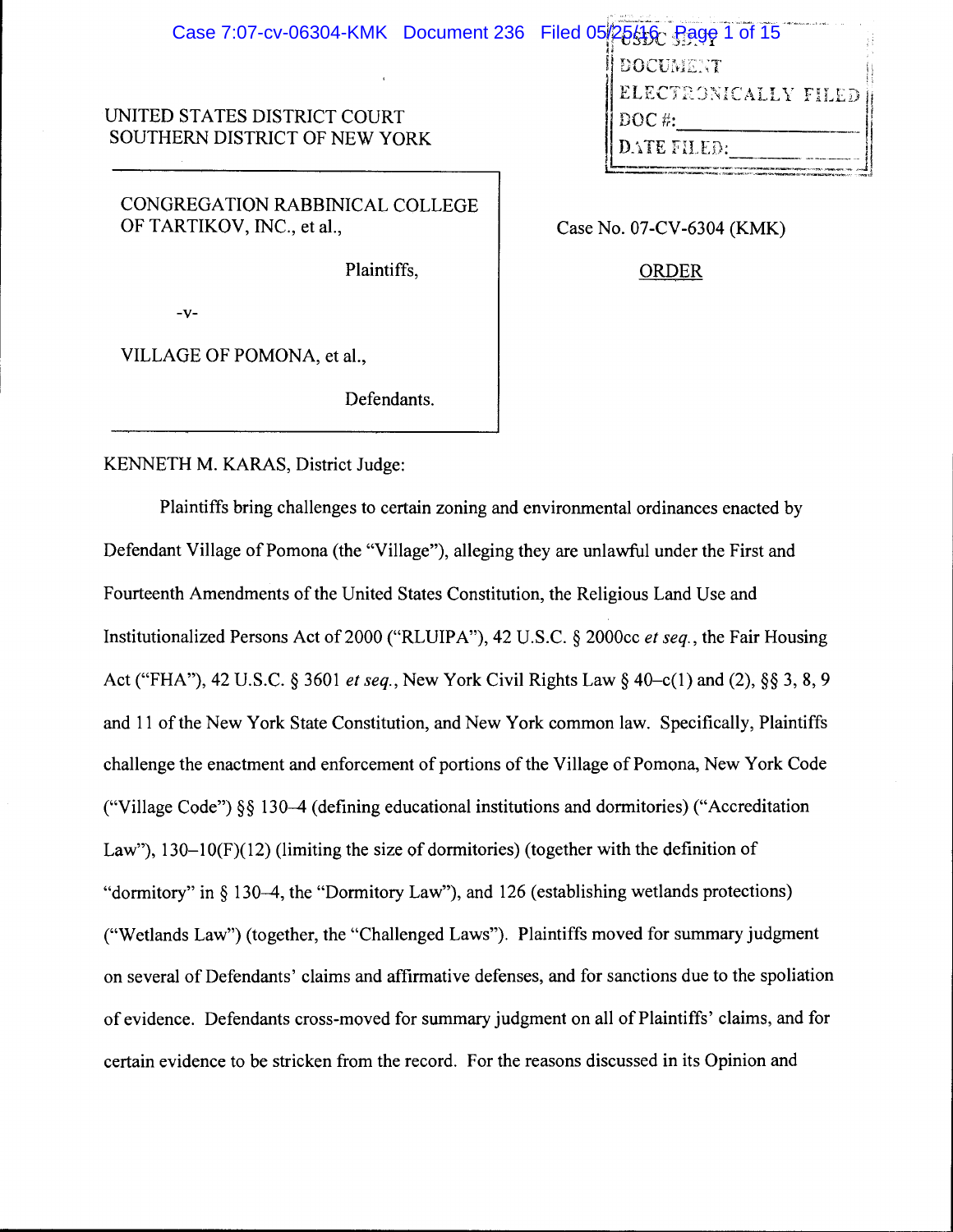UNITED STATES DISTRICT COURT
SOUTHERN DISTRICT OF NEW YORK

| | |
|---|---|
| CONGREGATION RABBINICAL COLLEGE OF TARTIKOV, INC., et al., Plaintiffs, -v- VILLAGE OF POMONA, et al., Defendants. | Case No. 07-CV-6304 (KMK) ORDER |

USDC SDNY
DOCUMENT
ELECTRONICALLY FILED
DOC #:
DATE FILED:

KENNETH M. KARAS, District Judge:

Plaintiffs bring challenges to certain zoning and environmental ordinances enacted by Defendant Village of Pomona (the "Village"), alleging they are unlawful under the First and Fourteenth Amendments of the United States Constitution, the Religious Land Use and Institutionalized Persons Act of 2000 ("RLUIPA"), 42 U.S.C. § 2000cc *et seq.*, the Fair Housing Act ("FHA"), 42 U.S.C. § 3601 *et seq.*, New York Civil Rights Law § 40–c(1) and (2), §§ 3, 8, 9 and 11 of the New York State Constitution, and New York common law. Specifically, Plaintiffs challenge the enactment and enforcement of portions of the Village of Pomona, New York Code ("Village Code") §§ 130–4 (defining educational institutions and dormitories) ("Accreditation Law"), 130–10(F)(12) (limiting the size of dormitories) (together with the definition of "dormitory" in § 130–4, the "Dormitory Law"), and 126 (establishing wetlands protections) ("Wetlands Law") (together, the "Challenged Laws"). Plaintiffs moved for summary judgment on several of Defendants' claims and affirmative defenses, and for sanctions due to the spoliation of evidence. Defendants cross-moved for summary judgment on all of Plaintiffs' claims, and for certain evidence to be stricken from the record. For the reasons discussed in its Opinion and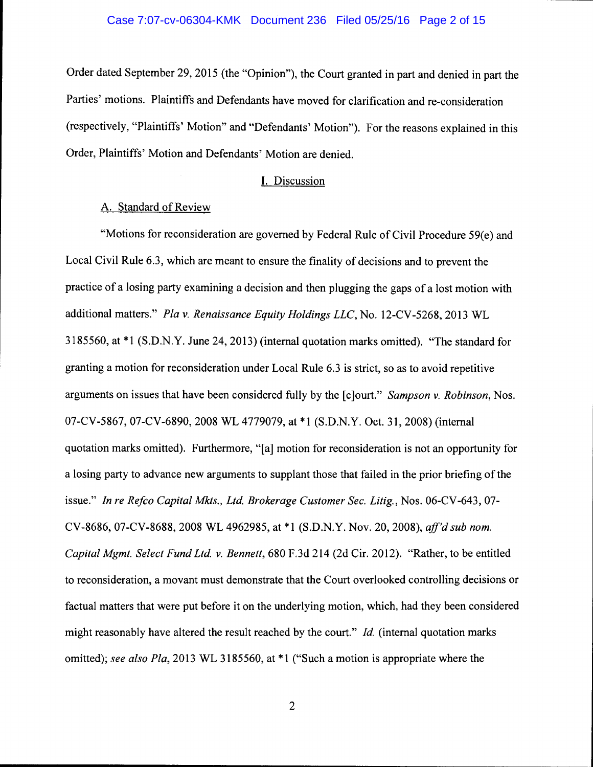Order dated September 29, 2015 (the "Opinion"), the Court granted in part and denied in part the Parties' motions. Plaintiffs and Defendants have moved for clarification and re-consideration (respectively, "Plaintiffs' Motion" and "Defendants' Motion"). For the reasons explained in this Order, Plaintiffs' Motion and Defendants' Motion are denied.

## I. Discussion

### A. Standard of Review

"Motions for reconsideration are governed by Federal Rule of Civil Procedure 59(e) and Local Civil Rule 6.3, which are meant to ensure the finality of decisions and to prevent the practice of a losing party examining a decision and then plugging the gaps of a lost motion with additional matters." *Pla v. Renaissance Equity Holdings LLC*, No. 12-CV-5268, 2013 WL 3185560, at *1 (S.D.N.Y. June 24, 2013) (internal quotation marks omitted). "The standard for granting a motion for reconsideration under Local Rule 6.3 is strict, so as to avoid repetitive arguments on issues that have been considered fully by the [c]ourt." *Sampson v. Robinson*, Nos. 07-CV-5867, 07-CV-6890, 2008 WL 4779079, at *1 (S.D.N.Y. Oct. 31, 2008) (internal quotation marks omitted). Furthermore, "[a] motion for reconsideration is not an opportunity for a losing party to advance new arguments to supplant those that failed in the prior briefing of the issue." *In re Refco Capital Mkts., Ltd. Brokerage Customer Sec. Litig.*, Nos. 06-CV-643, 07-CV-8686, 07-CV-8688, 2008 WL 4962985, at *1 (S.D.N.Y. Nov. 20, 2008), *aff'd sub nom. Capital Mgmt. Select Fund Ltd. v. Bennett*, 680 F.3d 214 (2d Cir. 2012). "Rather, to be entitled to reconsideration, a movant must demonstrate that the Court overlooked controlling decisions or factual matters that were put before it on the underlying motion, which, had they been considered might reasonably have altered the result reached by the court." *Id.* (internal quotation marks omitted); *see also Pla*, 2013 WL 3185560, at *1 ("Such a motion is appropriate where the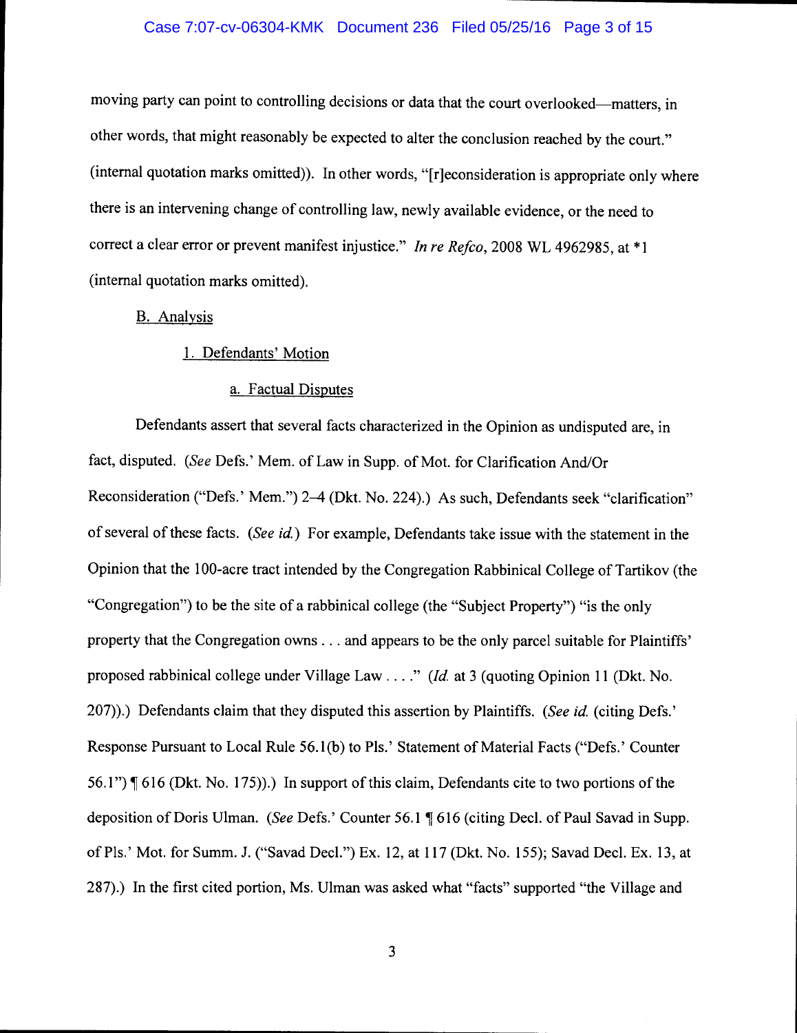moving party can point to controlling decisions or data that the court overlooked—matters, in other words, that might reasonably be expected to alter the conclusion reached by the court." (internal quotation marks omitted)). In other words, "[r]econsideration is appropriate only where there is an intervening change of controlling law, newly available evidence, or the need to correct a clear error or prevent manifest injustice." *In re Refco*, 2008 WL 4962985, at *1 (internal quotation marks omitted).

B. Analysis

1. Defendants' Motion

a. Factual Disputes

Defendants assert that several facts characterized in the Opinion as undisputed are, in fact, disputed. (*See* Defs.' Mem. of Law in Supp. of Mot. for Clarification And/Or Reconsideration ("Defs.' Mem.") 2–4 (Dkt. No. 224).) As such, Defendants seek "clarification" of several of these facts. (*See id.*) For example, Defendants take issue with the statement in the Opinion that the 100-acre tract intended by the Congregation Rabbinical College of Tartikov (the "Congregation") to be the site of a rabbinical college (the "Subject Property") "is the only property that the Congregation owns . . . and appears to be the only parcel suitable for Plaintiffs' proposed rabbinical college under Village Law . . . ." (*Id.* at 3 (quoting Opinion 11 (Dkt. No. 207)).) Defendants claim that they disputed this assertion by Plaintiffs. (*See id.* (citing Defs.' Response Pursuant to Local Rule 56.1(b) to Pls.' Statement of Material Facts ("Defs.' Counter 56.1") ¶ 616 (Dkt. No. 175)).) In support of this claim, Defendants cite to two portions of the deposition of Doris Ulman. (*See* Defs.' Counter 56.1 ¶ 616 (citing Decl. of Paul Savad in Supp. of Pls.' Mot. for Summ. J. ("Savad Decl.") Ex. 12, at 117 (Dkt. No. 155); Savad Decl. Ex. 13, at 287).) In the first cited portion, Ms. Ulman was asked what "facts" supported "the Village and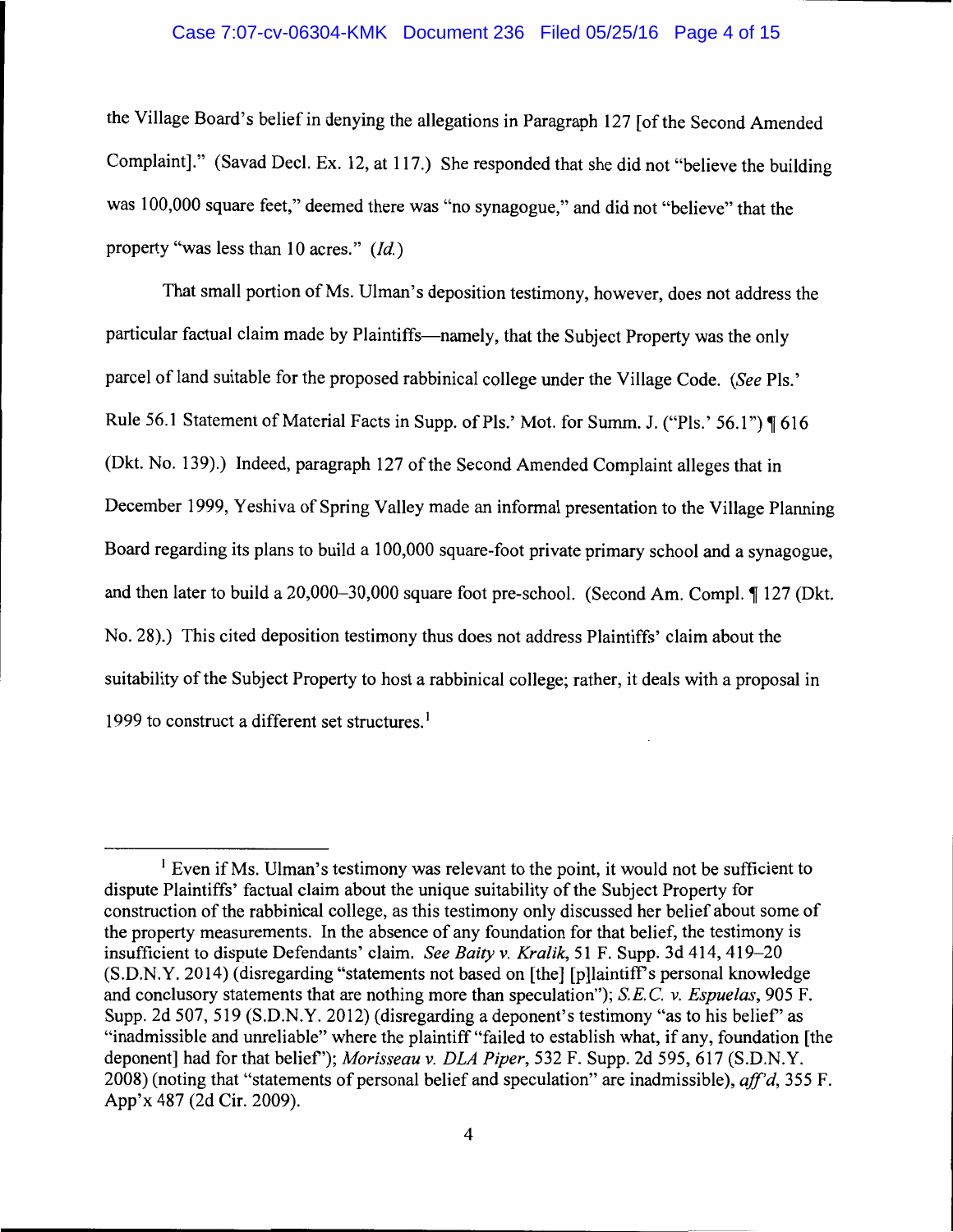the Village Board's belief in denying the allegations in Paragraph 127 [of the Second Amended Complaint]." (Savad Decl. Ex. 12, at 117.) She responded that she did not "believe the building was 100,000 square feet," deemed there was "no synagogue," and did not "believe" that the property "was less than 10 acres." (*Id.*)

That small portion of Ms. Ulman's deposition testimony, however, does not address the particular factual claim made by Plaintiffs—namely, that the Subject Property was the only parcel of land suitable for the proposed rabbinical college under the Village Code. (*See* Pls.' Rule 56.1 Statement of Material Facts in Supp. of Pls.' Mot. for Summ. J. ("Pls.' 56.1") ¶ 616 (Dkt. No. 139).) Indeed, paragraph 127 of the Second Amended Complaint alleges that in December 1999, Yeshiva of Spring Valley made an informal presentation to the Village Planning Board regarding its plans to build a 100,000 square-foot private primary school and a synagogue, and then later to build a 20,000–30,000 square foot pre-school. (Second Am. Compl. ¶ 127 (Dkt. No. 28).) This cited deposition testimony thus does not address Plaintiffs' claim about the suitability of the Subject Property to host a rabbinical college; rather, it deals with a proposal in 1999 to construct a different set structures.[1]

---

[1] Even if Ms. Ulman's testimony was relevant to the point, it would not be sufficient to dispute Plaintiffs' factual claim about the unique suitability of the Subject Property for construction of the rabbinical college, as this testimony only discussed her belief about some of the property measurements. In the absence of any foundation for that belief, the testimony is insufficient to dispute Defendants' claim. *See Baity v. Kralik*, 51 F. Supp. 3d 414, 419–20 (S.D.N.Y. 2014) (disregarding "statements not based on [the] [p]laintiff's personal knowledge and conclusory statements that are nothing more than speculation"); *S.E.C. v. Espuelas*, 905 F. Supp. 2d 507, 519 (S.D.N.Y. 2012) (disregarding a deponent's testimony "as to his belief" as "inadmissible and unreliable" where the plaintiff "failed to establish what, if any, foundation [the deponent] had for that belief"); *Morisseau v. DLA Piper*, 532 F. Supp. 2d 595, 617 (S.D.N.Y. 2008) (noting that "statements of personal belief and speculation" are inadmissible), *aff'd*, 355 F. App'x 487 (2d Cir. 2009).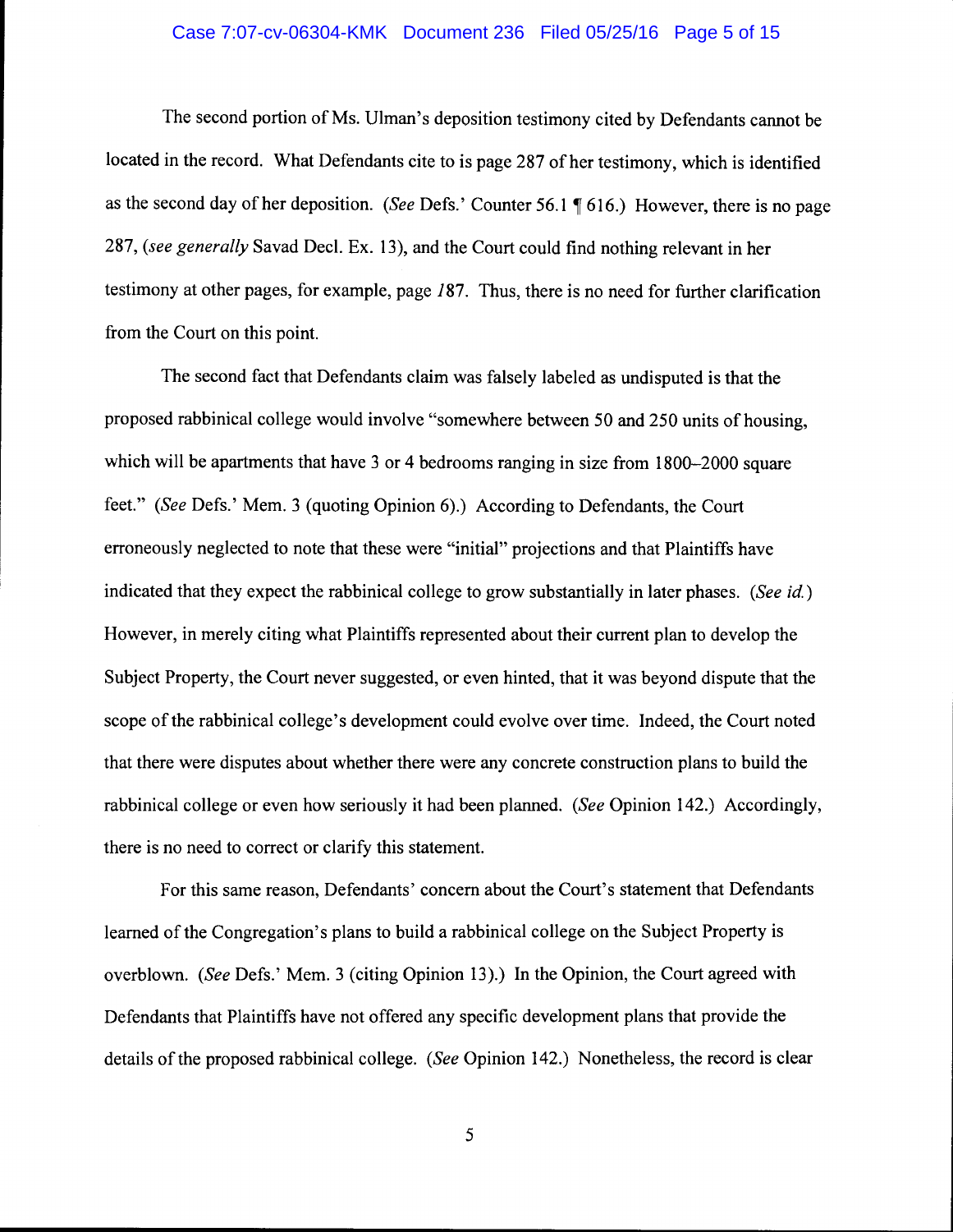The second portion of Ms. Ulman's deposition testimony cited by Defendants cannot be located in the record. What Defendants cite to is page 287 of her testimony, which is identified as the second day of her deposition. (*See* Defs.' Counter 56.1 ¶ 616.) However, there is no page 287, (*see generally* Savad Decl. Ex. 13), and the Court could find nothing relevant in her testimony at other pages, for example, page *1*87. Thus, there is no need for further clarification from the Court on this point.

The second fact that Defendants claim was falsely labeled as undisputed is that the proposed rabbinical college would involve "somewhere between 50 and 250 units of housing, which will be apartments that have 3 or 4 bedrooms ranging in size from 1800–2000 square feet." (*See* Defs.' Mem. 3 (quoting Opinion 6).) According to Defendants, the Court erroneously neglected to note that these were "initial" projections and that Plaintiffs have indicated that they expect the rabbinical college to grow substantially in later phases. (*See id.*) However, in merely citing what Plaintiffs represented about their current plan to develop the Subject Property, the Court never suggested, or even hinted, that it was beyond dispute that the scope of the rabbinical college's development could evolve over time. Indeed, the Court noted that there were disputes about whether there were any concrete construction plans to build the rabbinical college or even how seriously it had been planned. (*See* Opinion 142.) Accordingly, there is no need to correct or clarify this statement.

For this same reason, Defendants' concern about the Court's statement that Defendants learned of the Congregation's plans to build a rabbinical college on the Subject Property is overblown. (*See* Defs.' Mem. 3 (citing Opinion 13).) In the Opinion, the Court agreed with Defendants that Plaintiffs have not offered any specific development plans that provide the details of the proposed rabbinical college. (*See* Opinion 142.) Nonetheless, the record is clear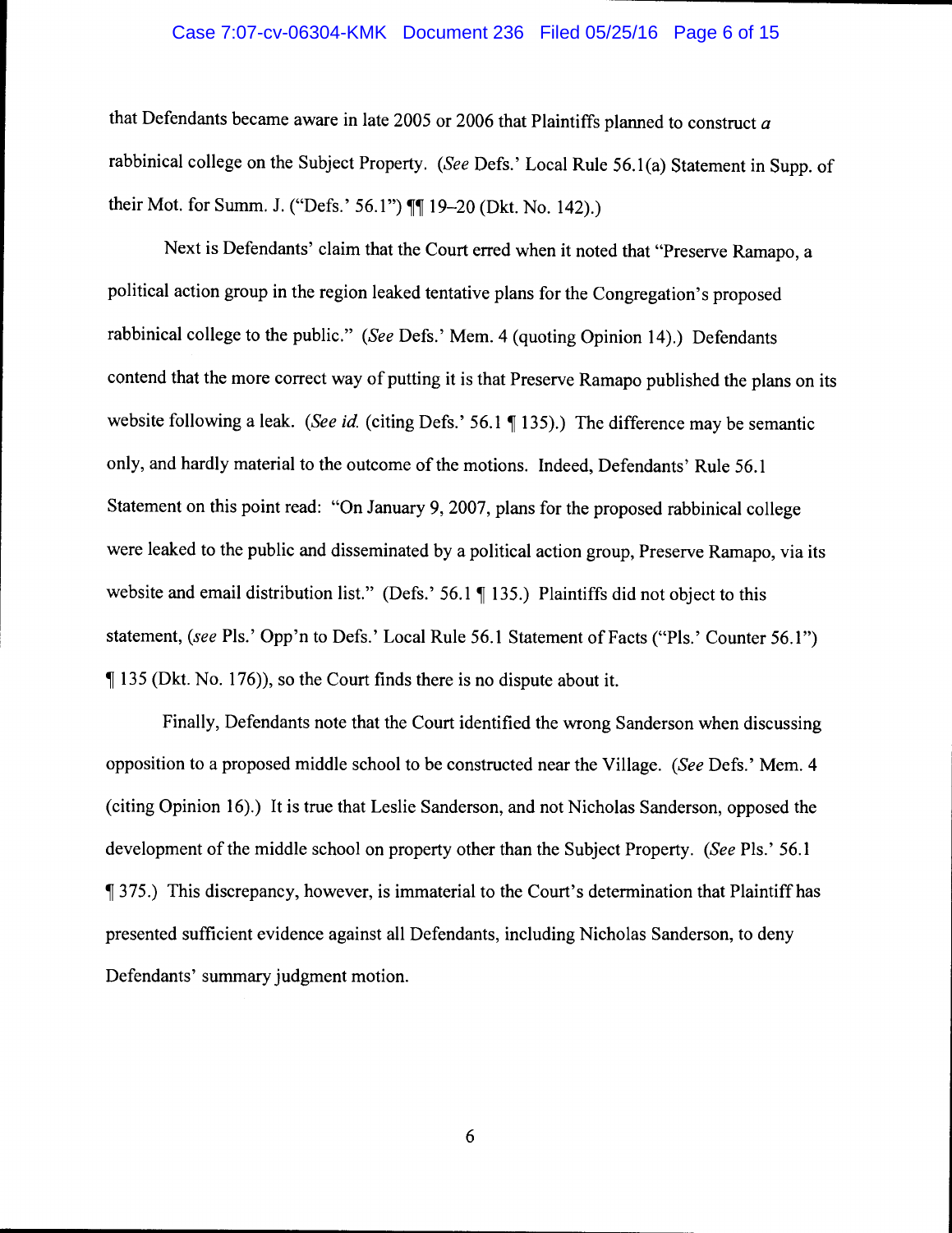that Defendants became aware in late 2005 or 2006 that Plaintiffs planned to construct *a* rabbinical college on the Subject Property. (*See* Defs.' Local Rule 56.1(a) Statement in Supp. of their Mot. for Summ. J. ("Defs.' 56.1") ¶¶ 19–20 (Dkt. No. 142).)

Next is Defendants' claim that the Court erred when it noted that "Preserve Ramapo, a political action group in the region leaked tentative plans for the Congregation's proposed rabbinical college to the public." (*See* Defs.' Mem. 4 (quoting Opinion 14).) Defendants contend that the more correct way of putting it is that Preserve Ramapo published the plans on its website following a leak. (*See id.* (citing Defs.' 56.1 ¶ 135).) The difference may be semantic only, and hardly material to the outcome of the motions. Indeed, Defendants' Rule 56.1 Statement on this point read: "On January 9, 2007, plans for the proposed rabbinical college were leaked to the public and disseminated by a political action group, Preserve Ramapo, via its website and email distribution list." (Defs.' 56.1 ¶ 135.) Plaintiffs did not object to this statement, (*see* Pls.' Opp'n to Defs.' Local Rule 56.1 Statement of Facts ("Pls.' Counter 56.1") ¶ 135 (Dkt. No. 176)), so the Court finds there is no dispute about it.

Finally, Defendants note that the Court identified the wrong Sanderson when discussing opposition to a proposed middle school to be constructed near the Village. (*See* Defs.' Mem. 4 (citing Opinion 16).) It is true that Leslie Sanderson, and not Nicholas Sanderson, opposed the development of the middle school on property other than the Subject Property. (*See* Pls.' 56.1 ¶ 375.) This discrepancy, however, is immaterial to the Court's determination that Plaintiff has presented sufficient evidence against all Defendants, including Nicholas Sanderson, to deny Defendants' summary judgment motion.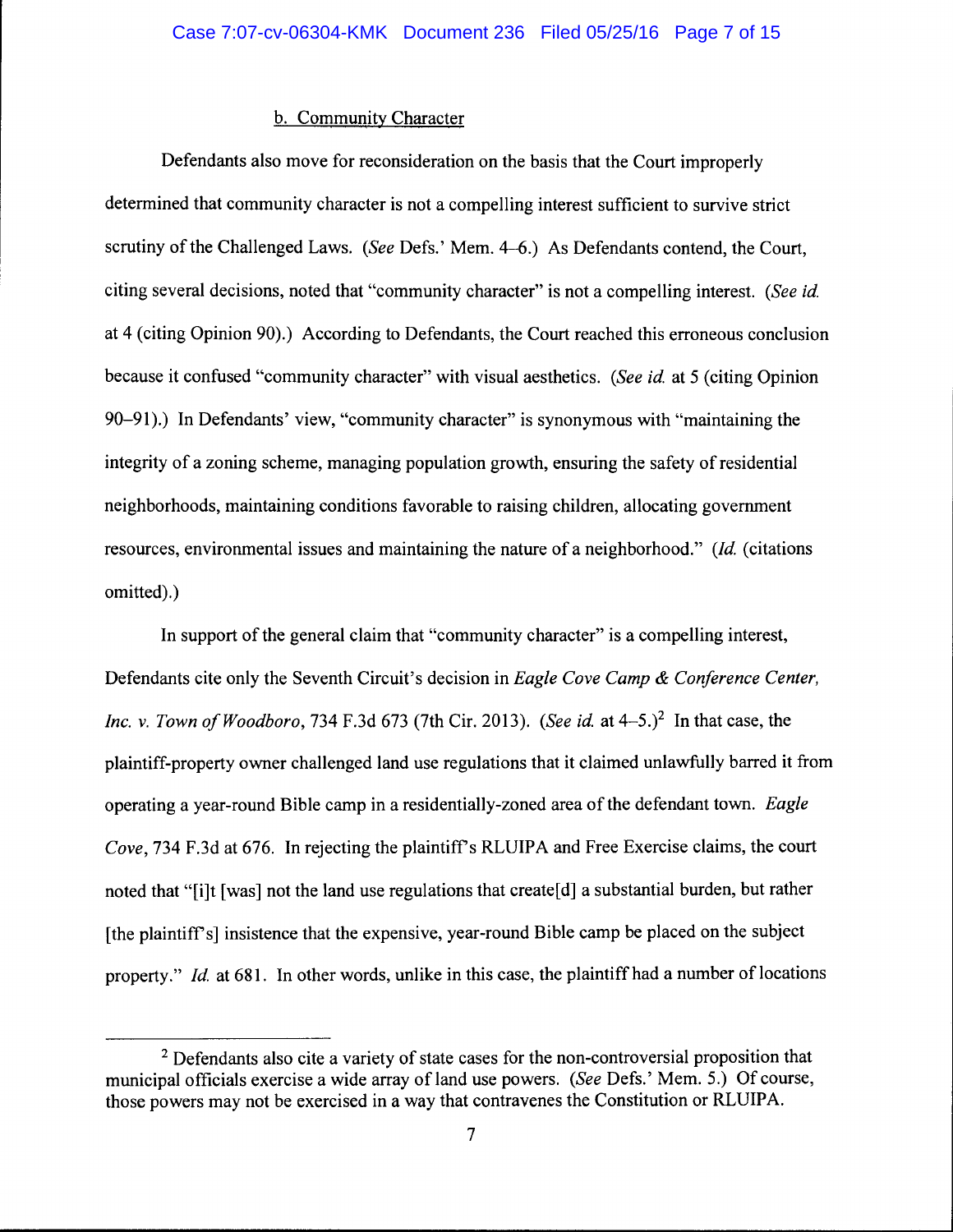b. Community Character

Defendants also move for reconsideration on the basis that the Court improperly determined that community character is not a compelling interest sufficient to survive strict scrutiny of the Challenged Laws. (*See* Defs.' Mem. 4–6.) As Defendants contend, the Court, citing several decisions, noted that "community character" is not a compelling interest. (*See id.* at 4 (citing Opinion 90).) According to Defendants, the Court reached this erroneous conclusion because it confused "community character" with visual aesthetics. (*See id.* at 5 (citing Opinion 90–91).) In Defendants' view, "community character" is synonymous with "maintaining the integrity of a zoning scheme, managing population growth, ensuring the safety of residential neighborhoods, maintaining conditions favorable to raising children, allocating government resources, environmental issues and maintaining the nature of a neighborhood." (*Id.* (citations omitted).)

In support of the general claim that "community character" is a compelling interest, Defendants cite only the Seventh Circuit's decision in *Eagle Cove Camp & Conference Center, Inc. v. Town of Woodboro*, 734 F.3d 673 (7th Cir. 2013). (*See id.* at 4–5.)[2] In that case, the plaintiff-property owner challenged land use regulations that it claimed unlawfully barred it from operating a year-round Bible camp in a residentially-zoned area of the defendant town. *Eagle Cove*, 734 F.3d at 676. In rejecting the plaintiff's RLUIPA and Free Exercise claims, the court noted that "[i]t [was] not the land use regulations that create[d] a substantial burden, but rather [the plaintiff's] insistence that the expensive, year-round Bible camp be placed on the subject property." *Id.* at 681. In other words, unlike in this case, the plaintiff had a number of locations

[2] Defendants also cite a variety of state cases for the non-controversial proposition that municipal officials exercise a wide array of land use powers. (*See* Defs.' Mem. 5.) Of course, those powers may not be exercised in a way that contravenes the Constitution or RLUIPA.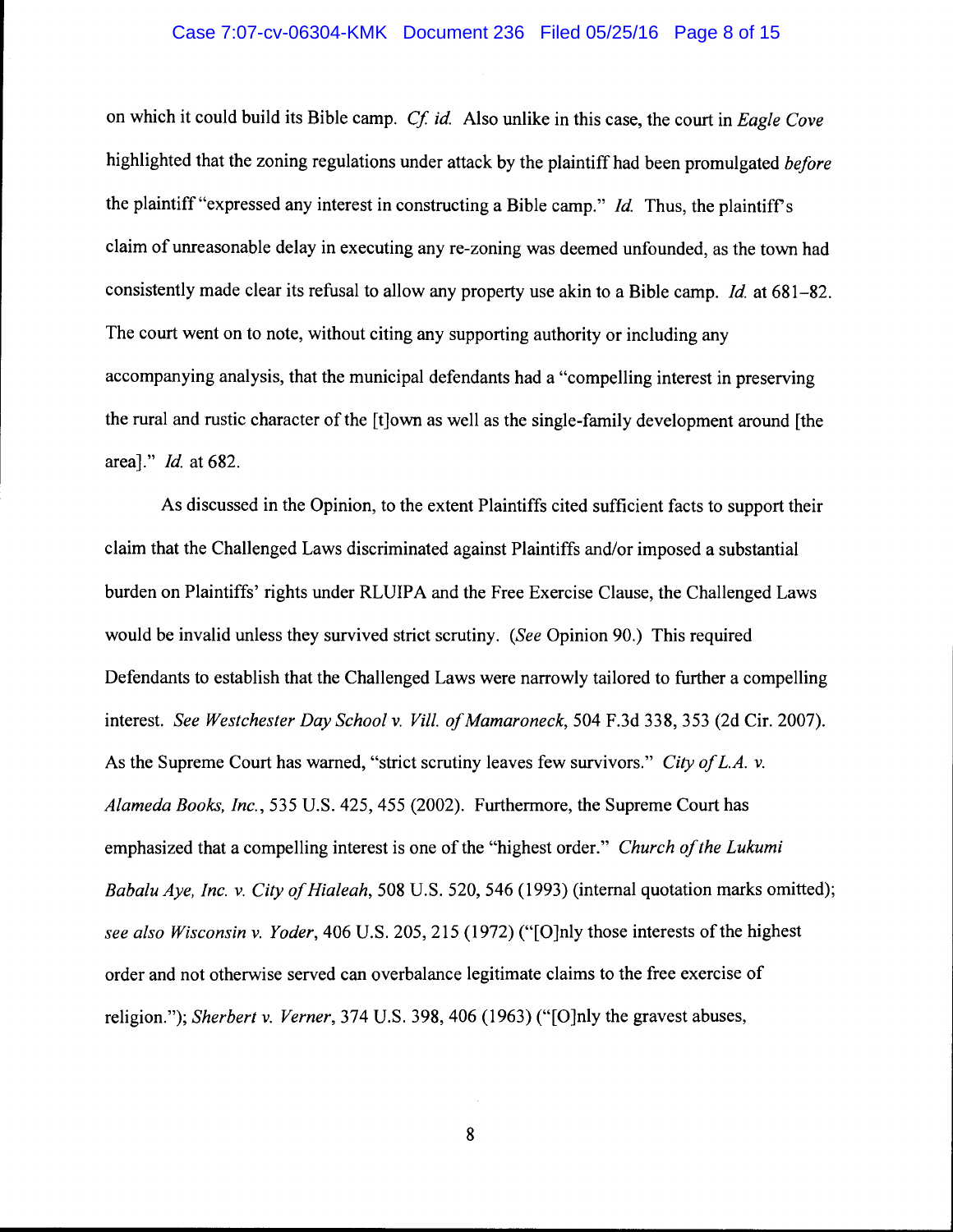on which it could build its Bible camp. *Cf. id.* Also unlike in this case, the court in *Eagle Cove* highlighted that the zoning regulations under attack by the plaintiff had been promulgated *before* the plaintiff "expressed any interest in constructing a Bible camp." *Id.* Thus, the plaintiff's claim of unreasonable delay in executing any re-zoning was deemed unfounded, as the town had consistently made clear its refusal to allow any property use akin to a Bible camp. *Id.* at 681–82. The court went on to note, without citing any supporting authority or including any accompanying analysis, that the municipal defendants had a "compelling interest in preserving the rural and rustic character of the [t]own as well as the single-family development around [the area]." *Id.* at 682.

As discussed in the Opinion, to the extent Plaintiffs cited sufficient facts to support their claim that the Challenged Laws discriminated against Plaintiffs and/or imposed a substantial burden on Plaintiffs' rights under RLUIPA and the Free Exercise Clause, the Challenged Laws would be invalid unless they survived strict scrutiny. (*See* Opinion 90.) This required Defendants to establish that the Challenged Laws were narrowly tailored to further a compelling interest. *See Westchester Day School v. Vill. of Mamaroneck*, 504 F.3d 338, 353 (2d Cir. 2007). As the Supreme Court has warned, "strict scrutiny leaves few survivors." *City of L.A. v. Alameda Books, Inc.*, 535 U.S. 425, 455 (2002). Furthermore, the Supreme Court has emphasized that a compelling interest is one of the "highest order." *Church of the Lukumi Babalu Aye, Inc. v. City of Hialeah*, 508 U.S. 520, 546 (1993) (internal quotation marks omitted); *see also Wisconsin v. Yoder*, 406 U.S. 205, 215 (1972) ("[O]nly those interests of the highest order and not otherwise served can overbalance legitimate claims to the free exercise of religion."); *Sherbert v. Verner*, 374 U.S. 398, 406 (1963) ("[O]nly the gravest abuses,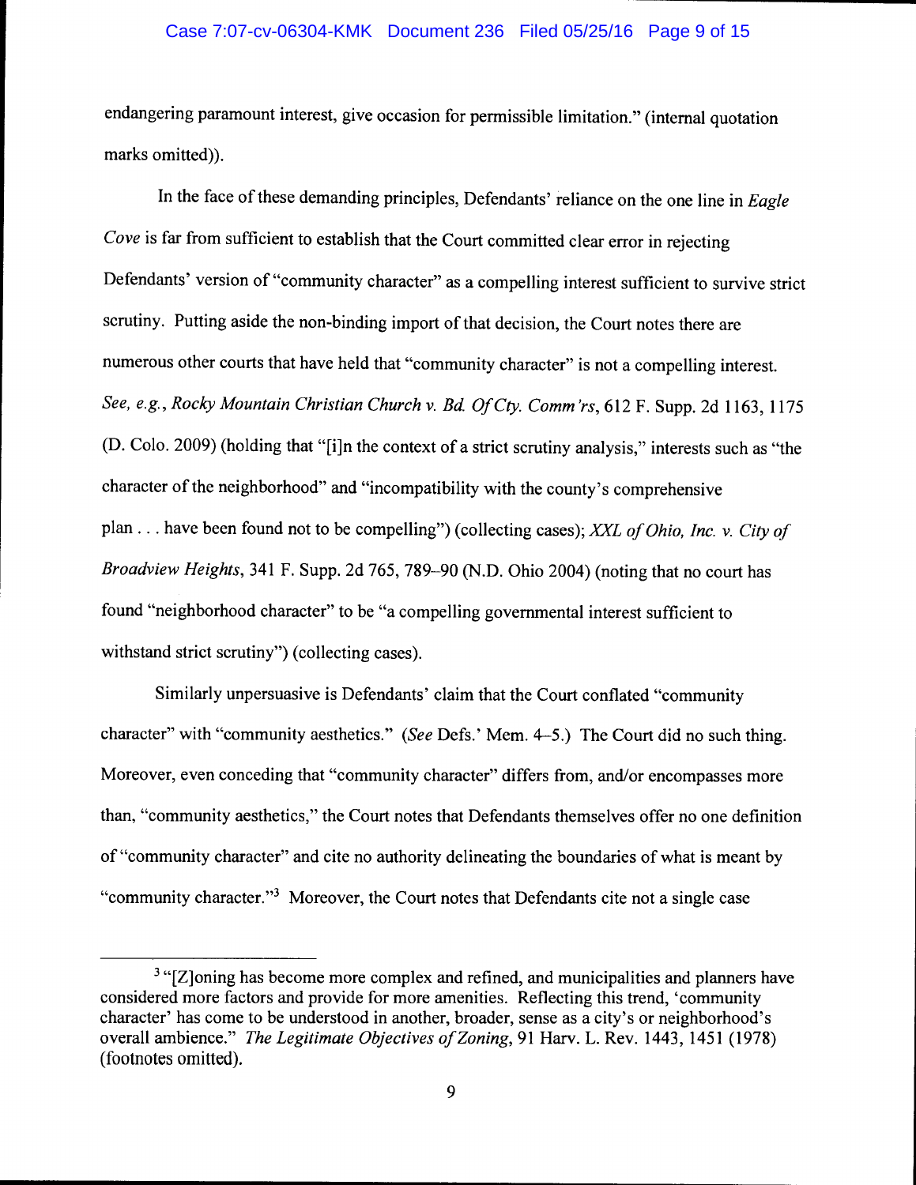endangering paramount interest, give occasion for permissible limitation." (internal quotation marks omitted)).

In the face of these demanding principles, Defendants' reliance on the one line in *Eagle Cove* is far from sufficient to establish that the Court committed clear error in rejecting Defendants' version of "community character" as a compelling interest sufficient to survive strict scrutiny. Putting aside the non-binding import of that decision, the Court notes there are numerous other courts that have held that "community character" is not a compelling interest. *See, e.g., Rocky Mountain Christian Church v. Bd. Of Cty. Comm'rs*, 612 F. Supp. 2d 1163, 1175 (D. Colo. 2009) (holding that "[i]n the context of a strict scrutiny analysis," interests such as "the character of the neighborhood" and "incompatibility with the county's comprehensive plan . . . have been found not to be compelling") (collecting cases); *XXL of Ohio, Inc. v. City of Broadview Heights*, 341 F. Supp. 2d 765, 789–90 (N.D. Ohio 2004) (noting that no court has found "neighborhood character" to be "a compelling governmental interest sufficient to withstand strict scrutiny") (collecting cases).

Similarly unpersuasive is Defendants' claim that the Court conflated "community character" with "community aesthetics." (*See* Defs.' Mem. 4–5.) The Court did no such thing. Moreover, even conceding that "community character" differs from, and/or encompasses more than, "community aesthetics," the Court notes that Defendants themselves offer no one definition of "community character" and cite no authority delineating the boundaries of what is meant by "community character."[3] Moreover, the Court notes that Defendants cite not a single case

---

[3] "[Z]oning has become more complex and refined, and municipalities and planners have considered more factors and provide for more amenities. Reflecting this trend, 'community character' has come to be understood in another, broader, sense as a city's or neighborhood's overall ambience." *The Legitimate Objectives of Zoning*, 91 Harv. L. Rev. 1443, 1451 (1978) (footnotes omitted).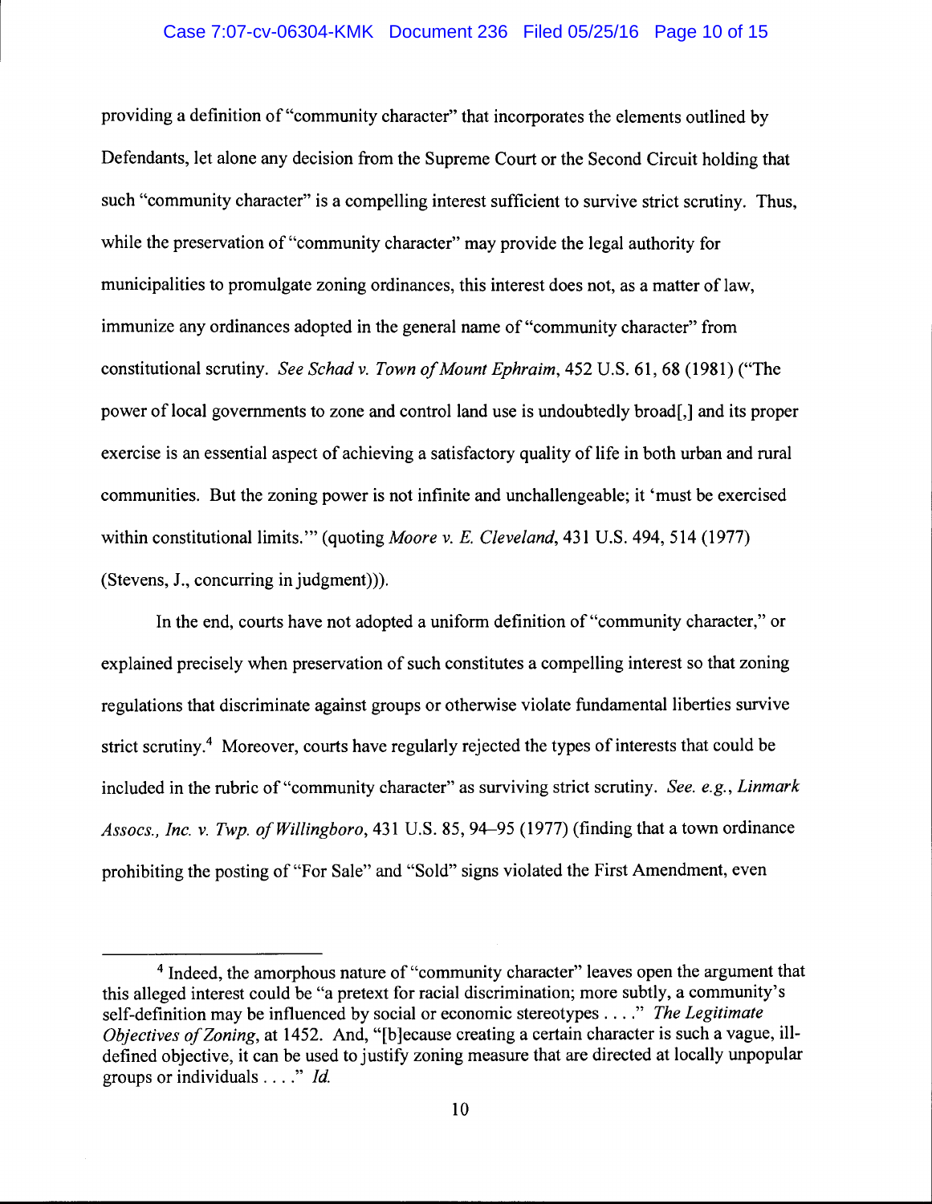providing a definition of "community character" that incorporates the elements outlined by Defendants, let alone any decision from the Supreme Court or the Second Circuit holding that such "community character" is a compelling interest sufficient to survive strict scrutiny. Thus, while the preservation of "community character" may provide the legal authority for municipalities to promulgate zoning ordinances, this interest does not, as a matter of law, immunize any ordinances adopted in the general name of "community character" from constitutional scrutiny. *See Schad v. Town of Mount Ephraim*, 452 U.S. 61, 68 (1981) ("The power of local governments to zone and control land use is undoubtedly broad[,] and its proper exercise is an essential aspect of achieving a satisfactory quality of life in both urban and rural communities. But the zoning power is not infinite and unchallengeable; it 'must be exercised within constitutional limits.'" (quoting *Moore v. E. Cleveland*, 431 U.S. 494, 514 (1977) (Stevens, J., concurring in judgment))).

In the end, courts have not adopted a uniform definition of "community character," or explained precisely when preservation of such constitutes a compelling interest so that zoning regulations that discriminate against groups or otherwise violate fundamental liberties survive strict scrutiny.[4] Moreover, courts have regularly rejected the types of interests that could be included in the rubric of "community character" as surviving strict scrutiny. *See. e.g.*, *Linmark Assocs., Inc. v. Twp. of Willingboro*, 431 U.S. 85, 94–95 (1977) (finding that a town ordinance prohibiting the posting of "For Sale" and "Sold" signs violated the First Amendment, even

[4] Indeed, the amorphous nature of "community character" leaves open the argument that this alleged interest could be "a pretext for racial discrimination; more subtly, a community's self-definition may be influenced by social or economic stereotypes . . . ." *The Legitimate Objectives of Zoning*, at 1452. And, "[b]ecause creating a certain character is such a vague, ill-defined objective, it can be used to justify zoning measure that are directed at locally unpopular groups or individuals . . . ." *Id.*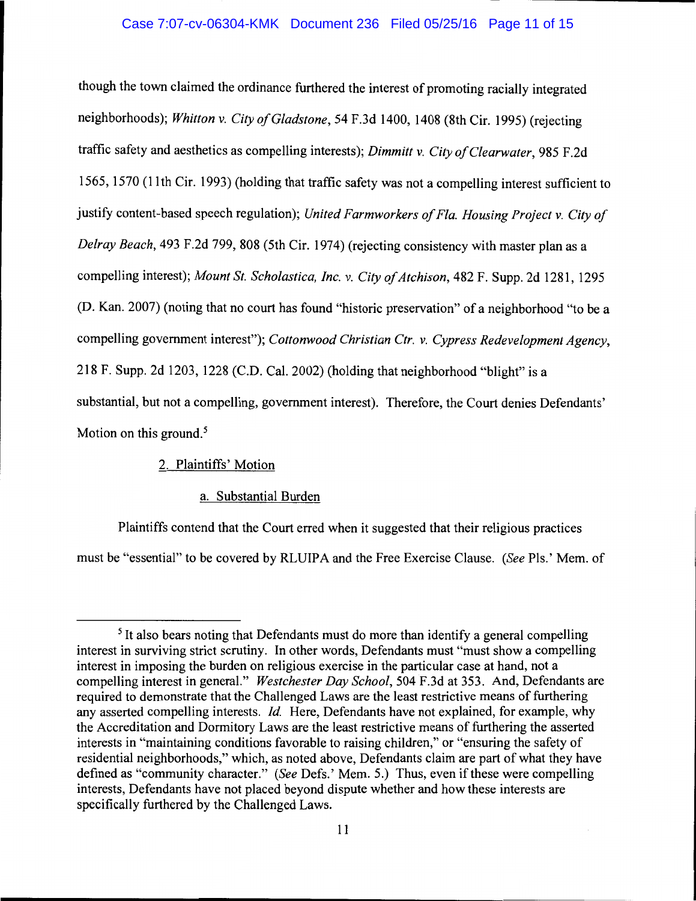though the town claimed the ordinance furthered the interest of promoting racially integrated neighborhoods); *Whitton v. City of Gladstone*, 54 F.3d 1400, 1408 (8th Cir. 1995) (rejecting traffic safety and aesthetics as compelling interests); *Dimmitt v. City of Clearwater*, 985 F.2d 1565, 1570 (11th Cir. 1993) (holding that traffic safety was not a compelling interest sufficient to justify content-based speech regulation); *United Farmworkers of Fla. Housing Project v. City of Delray Beach*, 493 F.2d 799, 808 (5th Cir. 1974) (rejecting consistency with master plan as a compelling interest); *Mount St. Scholastica, Inc. v. City of Atchison*, 482 F. Supp. 2d 1281, 1295 (D. Kan. 2007) (noting that no court has found "historic preservation" of a neighborhood "to be a compelling government interest"); *Cottonwood Christian Ctr. v. Cypress Redevelopment Agency*, 218 F. Supp. 2d 1203, 1228 (C.D. Cal. 2002) (holding that neighborhood "blight" is a substantial, but not a compelling, government interest). Therefore, the Court denies Defendants' Motion on this ground.[5]

2. Plaintiffs' Motion

a. Substantial Burden

Plaintiffs contend that the Court erred when it suggested that their religious practices must be "essential" to be covered by RLUIPA and the Free Exercise Clause. (*See* Pls.' Mem. of

---

[5] It also bears noting that Defendants must do more than identify a general compelling interest in surviving strict scrutiny. In other words, Defendants must "must show a compelling interest in imposing the burden on religious exercise in the particular case at hand, not a compelling interest in general." *Westchester Day School*, 504 F.3d at 353. And, Defendants are required to demonstrate that the Challenged Laws are the least restrictive means of furthering any asserted compelling interests. *Id.* Here, Defendants have not explained, for example, why the Accreditation and Dormitory Laws are the least restrictive means of furthering the asserted interests in "maintaining conditions favorable to raising children," or "ensuring the safety of residential neighborhoods," which, as noted above, Defendants claim are part of what they have defined as "community character." (*See* Defs.' Mem. 5.) Thus, even if these were compelling interests, Defendants have not placed beyond dispute whether and how these interests are specifically furthered by the Challenged Laws.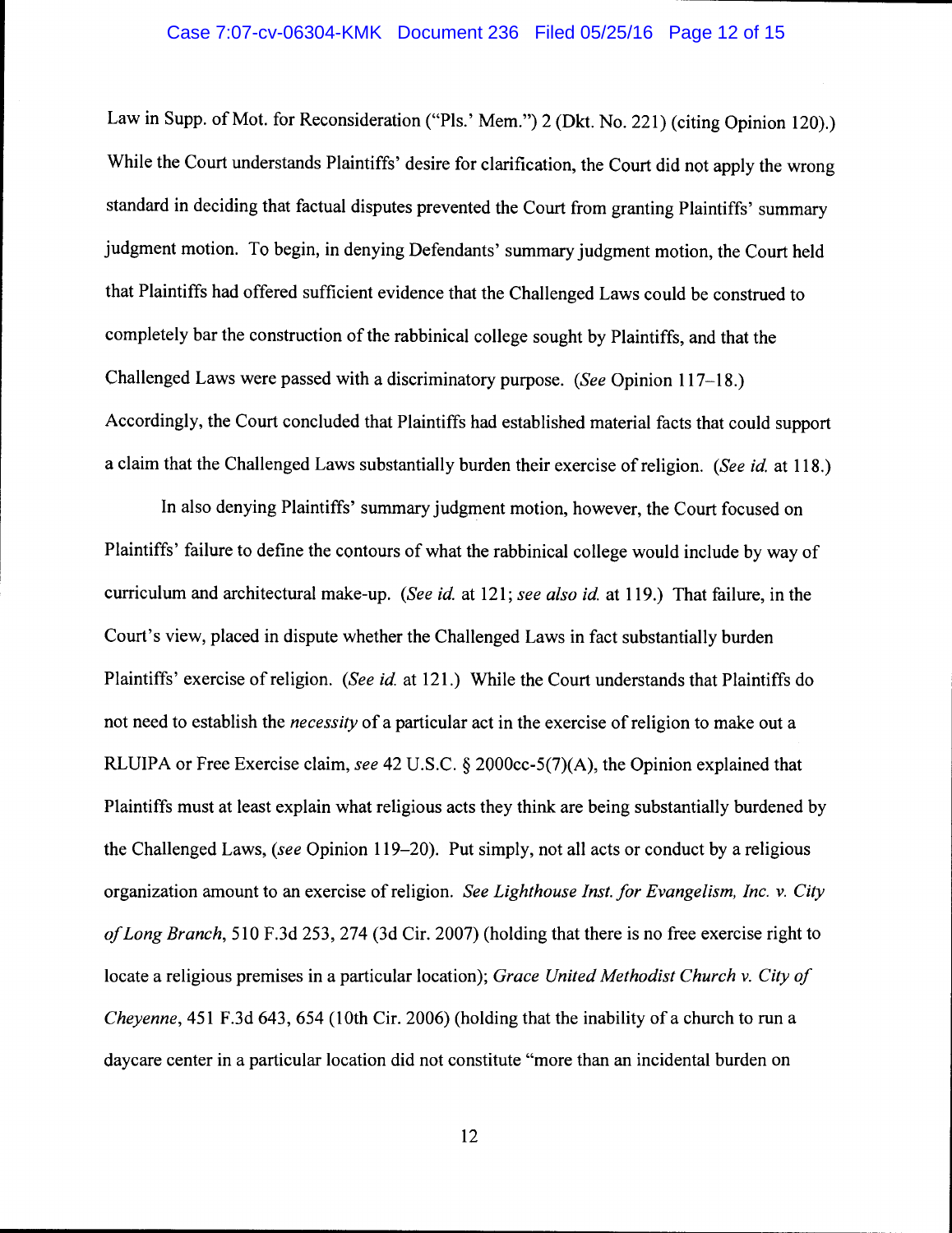Law in Supp. of Mot. for Reconsideration ("Pls.' Mem.") 2 (Dkt. No. 221) (citing Opinion 120).) While the Court understands Plaintiffs' desire for clarification, the Court did not apply the wrong standard in deciding that factual disputes prevented the Court from granting Plaintiffs' summary judgment motion. To begin, in denying Defendants' summary judgment motion, the Court held that Plaintiffs had offered sufficient evidence that the Challenged Laws could be construed to completely bar the construction of the rabbinical college sought by Plaintiffs, and that the Challenged Laws were passed with a discriminatory purpose. (*See* Opinion 117–18.) Accordingly, the Court concluded that Plaintiffs had established material facts that could support a claim that the Challenged Laws substantially burden their exercise of religion. (*See id.* at 118.)

In also denying Plaintiffs' summary judgment motion, however, the Court focused on Plaintiffs' failure to define the contours of what the rabbinical college would include by way of curriculum and architectural make-up. (*See id.* at 121; *see also id.* at 119.) That failure, in the Court's view, placed in dispute whether the Challenged Laws in fact substantially burden Plaintiffs' exercise of religion. (*See id.* at 121.) While the Court understands that Plaintiffs do not need to establish the *necessity* of a particular act in the exercise of religion to make out a RLUIPA or Free Exercise claim, *see* 42 U.S.C. § 2000cc-5(7)(A), the Opinion explained that Plaintiffs must at least explain what religious acts they think are being substantially burdened by the Challenged Laws, (*see* Opinion 119–20). Put simply, not all acts or conduct by a religious organization amount to an exercise of religion. *See Lighthouse Inst. for Evangelism, Inc. v. City of Long Branch*, 510 F.3d 253, 274 (3d Cir. 2007) (holding that there is no free exercise right to locate a religious premises in a particular location); *Grace United Methodist Church v. City of Cheyenne*, 451 F.3d 643, 654 (10th Cir. 2006) (holding that the inability of a church to run a daycare center in a particular location did not constitute "more than an incidental burden on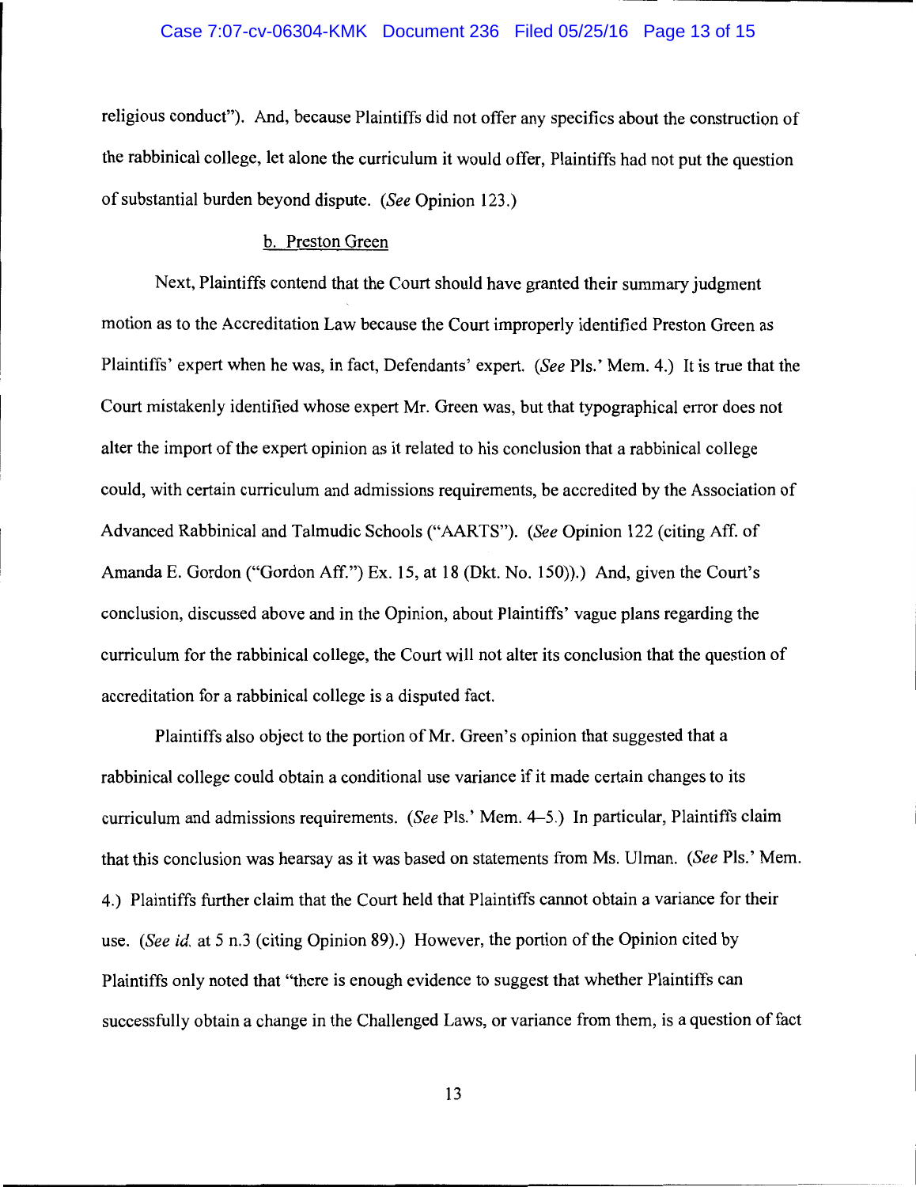religious conduct"). And, because Plaintiffs did not offer any specifics about the construction of the rabbinical college, let alone the curriculum it would offer, Plaintiffs had not put the question of substantial burden beyond dispute. (*See* Opinion 123.)

b. Preston Green

Next, Plaintiffs contend that the Court should have granted their summary judgment motion as to the Accreditation Law because the Court improperly identified Preston Green as Plaintiffs' expert when he was, in fact, Defendants' expert. (*See* Pls.' Mem. 4.) It is true that the Court mistakenly identified whose expert Mr. Green was, but that typographical error does not alter the import of the expert opinion as it related to his conclusion that a rabbinical college could, with certain curriculum and admissions requirements, be accredited by the Association of Advanced Rabbinical and Talmudic Schools ("AARTS"). (*See* Opinion 122 (citing Aff. of Amanda E. Gordon ("Gordon Aff.") Ex. 15, at 18 (Dkt. No. 150)).) And, given the Court's conclusion, discussed above and in the Opinion, about Plaintiffs' vague plans regarding the curriculum for the rabbinical college, the Court will not alter its conclusion that the question of accreditation for a rabbinical college is a disputed fact.

Plaintiffs also object to the portion of Mr. Green's opinion that suggested that a rabbinical college could obtain a conditional use variance if it made certain changes to its curriculum and admissions requirements. (*See* Pls.' Mem. 4–5.) In particular, Plaintiffs claim that this conclusion was hearsay as it was based on statements from Ms. Ulman. (*See* Pls.' Mem. 4.) Plaintiffs further claim that the Court held that Plaintiffs cannot obtain a variance for their use. (*See id.* at 5 n.3 (citing Opinion 89).) However, the portion of the Opinion cited by Plaintiffs only noted that "there is enough evidence to suggest that whether Plaintiffs can successfully obtain a change in the Challenged Laws, or variance from them, is a question of fact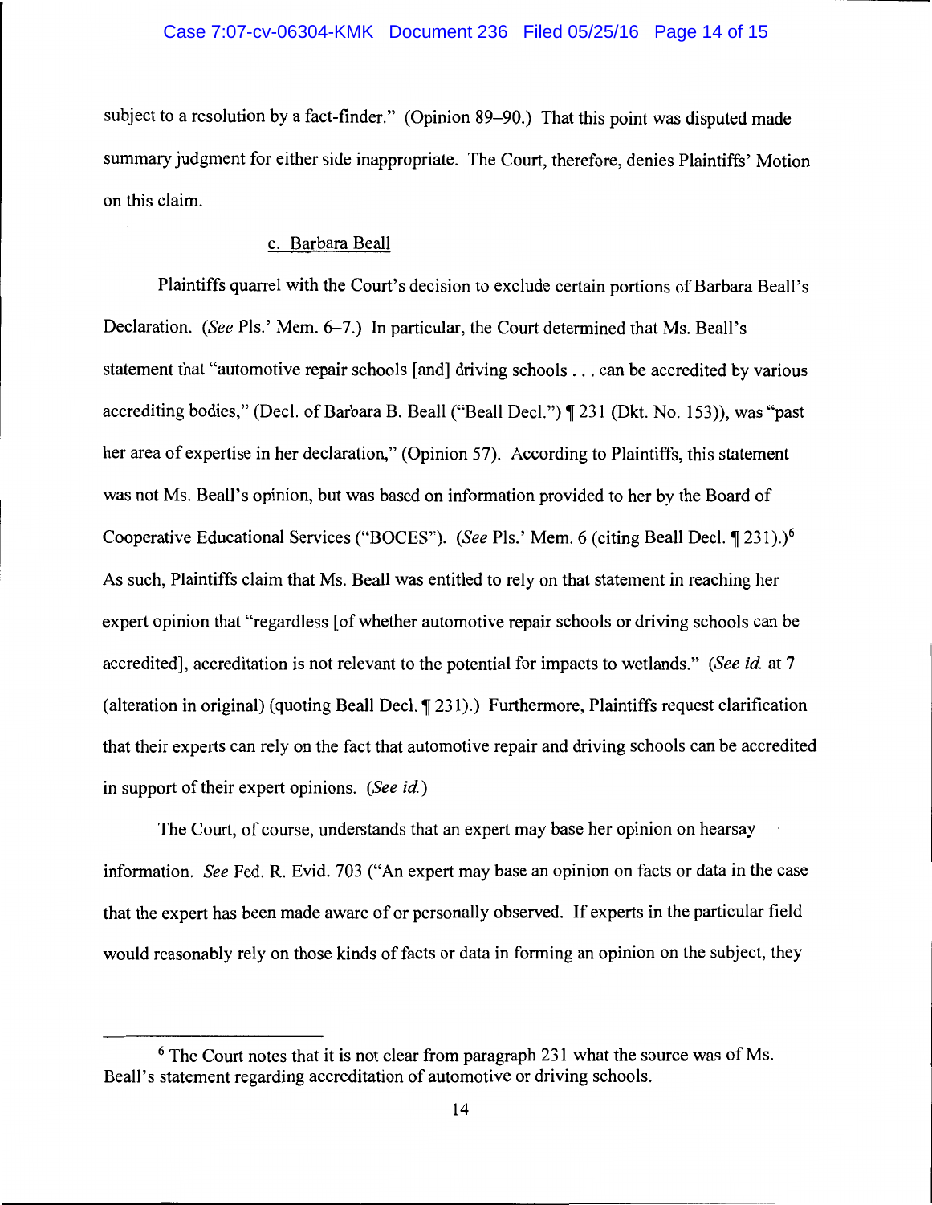subject to a resolution by a fact-finder." (Opinion 89–90.) That this point was disputed made summary judgment for either side inappropriate. The Court, therefore, denies Plaintiffs' Motion on this claim.

c. Barbara Beall

Plaintiffs quarrel with the Court's decision to exclude certain portions of Barbara Beall's Declaration. (*See* Pls.' Mem. 6–7.) In particular, the Court determined that Ms. Beall's statement that "automotive repair schools [and] driving schools . . . can be accredited by various accrediting bodies," (Decl. of Barbara B. Beall ("Beall Decl.") ¶ 231 (Dkt. No. 153)), was "past her area of expertise in her declaration," (Opinion 57). According to Plaintiffs, this statement was not Ms. Beall's opinion, but was based on information provided to her by the Board of Cooperative Educational Services ("BOCES"). (*See* Pls.' Mem. 6 (citing Beall Decl. ¶ 231).)[6] As such, Plaintiffs claim that Ms. Beall was entitled to rely on that statement in reaching her expert opinion that "regardless [of whether automotive repair schools or driving schools can be accredited], accreditation is not relevant to the potential for impacts to wetlands." (*See id.* at 7 (alteration in original) (quoting Beall Decl. ¶ 231).) Furthermore, Plaintiffs request clarification that their experts can rely on the fact that automotive repair and driving schools can be accredited in support of their expert opinions. (*See id.*)

The Court, of course, understands that an expert may base her opinion on hearsay information. *See* Fed. R. Evid. 703 ("An expert may base an opinion on facts or data in the case that the expert has been made aware of or personally observed. If experts in the particular field would reasonably rely on those kinds of facts or data in forming an opinion on the subject, they

---

[6] The Court notes that it is not clear from paragraph 231 what the source was of Ms. Beall's statement regarding accreditation of automotive or driving schools.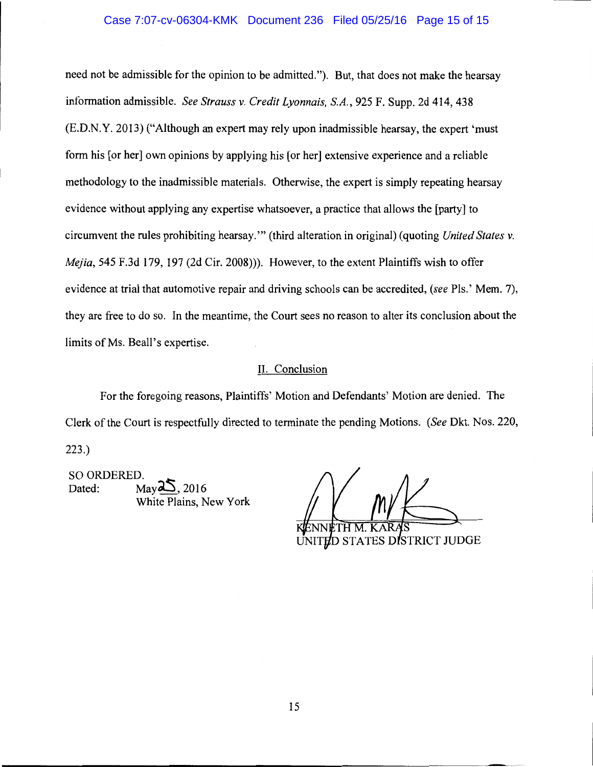need not be admissible for the opinion to be admitted."). But, that does not make the hearsay information admissible. *See Strauss v. Credit Lyonnais, S.A.*, 925 F. Supp. 2d 414, 438 (E.D.N.Y. 2013) ("Although an expert may rely upon inadmissible hearsay, the expert 'must form his [or her] own opinions by applying his [or her] extensive experience and a reliable methodology to the inadmissible materials. Otherwise, the expert is simply repeating hearsay evidence without applying any expertise whatsoever, a practice that allows the [party] to circumvent the rules prohibiting hearsay.'" (third alteration in original) (quoting *United States v. Mejia*, 545 F.3d 179, 197 (2d Cir. 2008))). However, to the extent Plaintiffs wish to offer evidence at trial that automotive repair and driving schools can be accredited, (*see* Pls.' Mem. 7), they are free to do so. In the meantime, the Court sees no reason to alter its conclusion about the limits of Ms. Beall's expertise.

## II. Conclusion

For the foregoing reasons, Plaintiffs' Motion and Defendants' Motion are denied. The Clerk of the Court is respectfully directed to terminate the pending Motions. (*See* Dkt. Nos. 220, 223.)

SO ORDERED.
Dated: May 25, 2016
White Plains, New York

KENNETH M. KARAS
UNITED STATES DISTRICT JUDGE